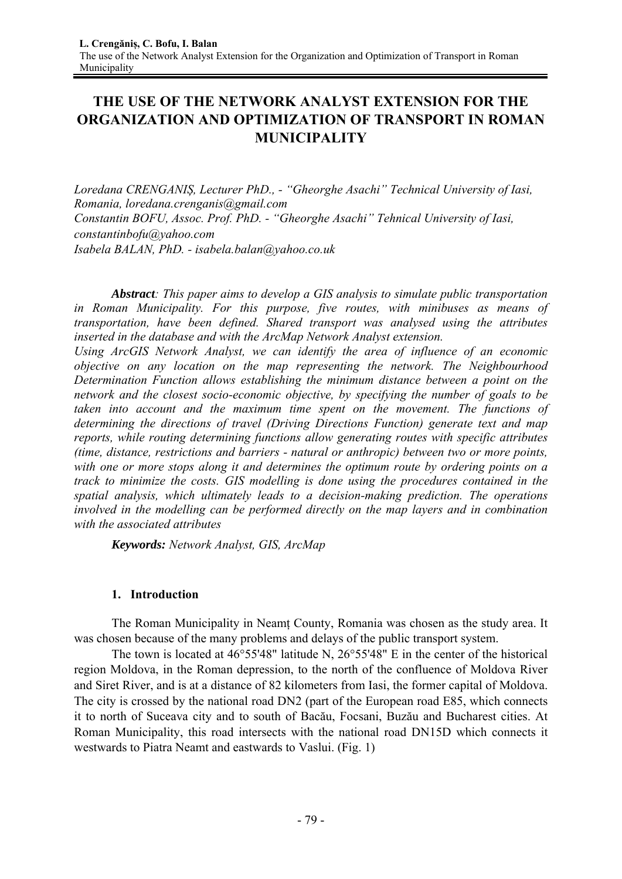# THE USE OF THE NETWORK ANALYST EXTENSION FOR THE ORGANIZATION AND OPTIMIZATION OF TRANSPORT IN ROMAN MUNICIPALITY

*Loredana CRENGANIŞ, Lecturer PhD., - "Gheorghe Asachi" Technical University of Iasi, Romania, loredana.crenganis@gmail.com*
*Constantin BOFU, Assoc. Prof. PhD. - "Gheorghe Asachi" Tehnical University of Iasi, constantinbofu@yahoo.com*
*Isabela BALAN, PhD. - isabela.balan@yahoo.co.uk*

***Abstract**: This paper aims to develop a GIS analysis to simulate public transportation in Roman Municipality. For this purpose, five routes, with minibuses as means of transportation, have been defined. Shared transport was analysed using the attributes inserted in the database and with the ArcMap Network Analyst extension.*
*Using ArcGIS Network Analyst, we can identify the area of influence of an economic objective on any location on the map representing the network. The Neighbourhood Determination Function allows establishing the minimum distance between a point on the network and the closest socio-economic objective, by specifying the number of goals to be taken into account and the maximum time spent on the movement. The functions of determining the directions of travel (Driving Directions Function) generate text and map reports, while routing determining functions allow generating routes with specific attributes (time, distance, restrictions and barriers - natural or anthropic) between two or more points, with one or more stops along it and determines the optimum route by ordering points on a track to minimize the costs. GIS modelling is done using the procedures contained in the spatial analysis, which ultimately leads to a decision-making prediction. The operations involved in the modelling can be performed directly on the map layers and in combination with the associated attributes*

***Keywords:** Network Analyst, GIS, ArcMap*

## 1. Introduction

The Roman Municipality in Neamț County, Romania was chosen as the study area. It was chosen because of the many problems and delays of the public transport system.

The town is located at 46°55'48" latitude N, 26°55'48" E in the center of the historical region Moldova, in the Roman depression, to the north of the confluence of Moldova River and Siret River, and is at a distance of 82 kilometers from Iasi, the former capital of Moldova. The city is crossed by the national road DN2 (part of the European road E85, which connects it to north of Suceava city and to south of Bacău, Focsani, Buzău and Bucharest cities. At Roman Municipality, this road intersects with the national road DN15D which connects it westwards to Piatra Neamt and eastwards to Vaslui. (Fig. 1)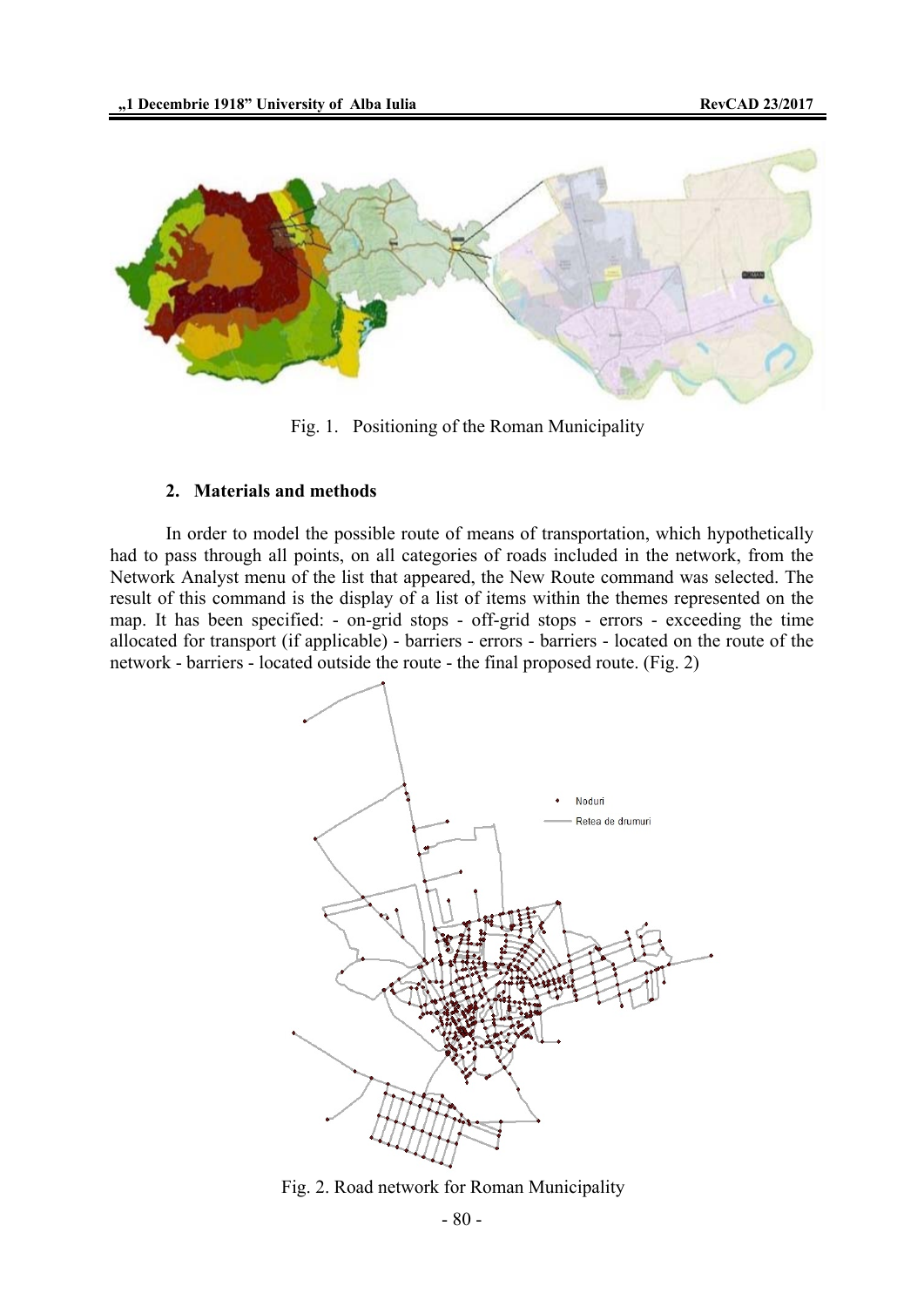Fig. 1.   Positioning of the Roman Municipality

## 2. Materials and methods

In order to model the possible route of means of transportation, which hypothetically had to pass through all points, on all categories of roads included in the network, from the Network Analyst menu of the list that appeared, the New Route command was selected. The result of this command is the display of a list of items within the themes represented on the map. It has been specified: - on-grid stops - off-grid stops - errors - exceeding the time allocated for transport (if applicable) - barriers - errors - barriers - located on the route of the network - barriers - located outside the route - the final proposed route. (Fig. 2)

Fig. 2. Road network for Roman Municipality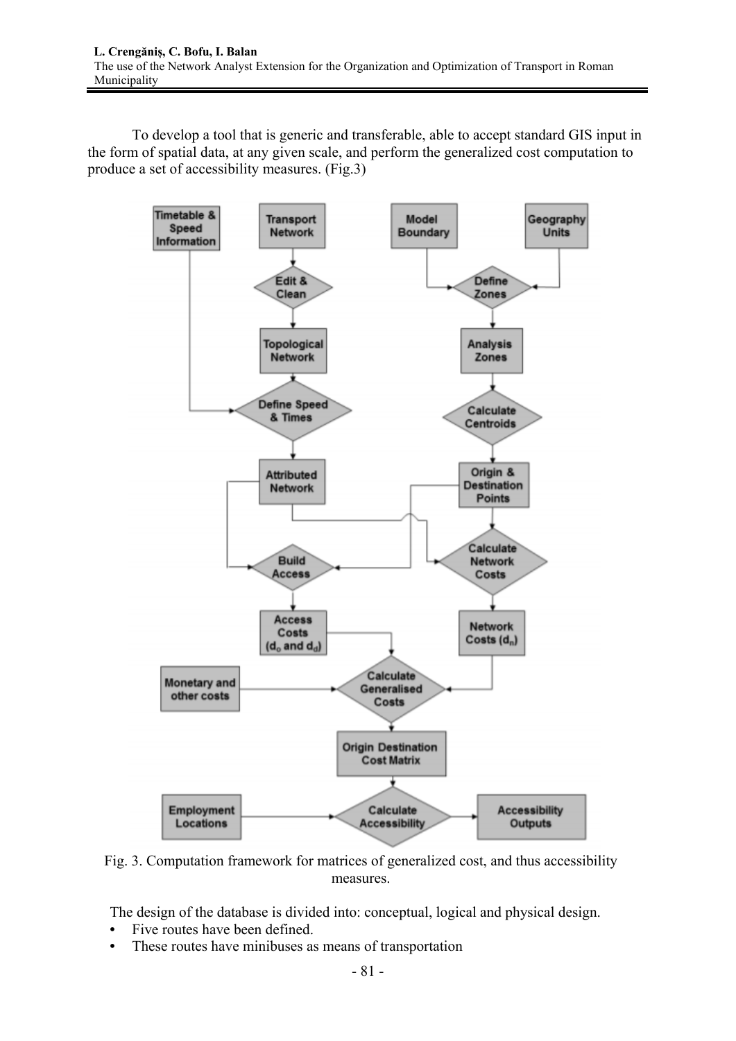To develop a tool that is generic and transferable, able to accept standard GIS input in the form of spatial data, at any given scale, and perform the generalized cost computation to produce a set of accessibility measures. (Fig.3)

Fig. 3. Computation framework for matrices of generalized cost, and thus accessibility measures.

The design of the database is divided into: conceptual, logical and physical design.

- Five routes have been defined.
- These routes have minibuses as means of transportation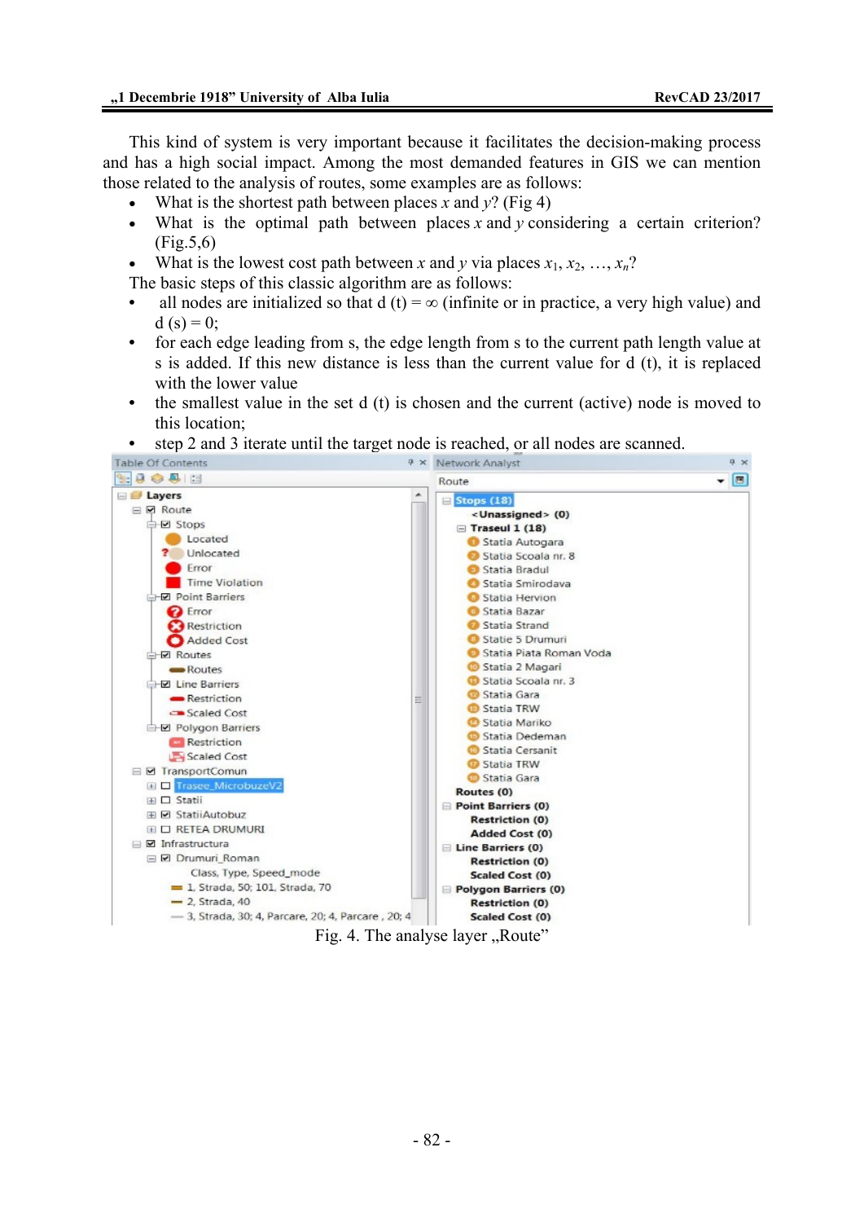This kind of system is very important because it facilitates the decision-making process and has a high social impact. Among the most demanded features in GIS we can mention those related to the analysis of routes, some examples are as follows:

- What is the shortest path between places $x$ and $y$? (Fig 4)
- What is the optimal path between places $x$ and $y$ considering a certain criterion? (Fig.5,6)
- What is the lowest cost path between $x$ and $y$ via places $x_1, x_2, \ldots, x_n$?

The basic steps of this classic algorithm are as follows:

- all nodes are initialized so that d (t) = ∞ (infinite or in practice, a very high value) and d (s) = 0;
- for each edge leading from s, the edge length from s to the current path length value at s is added. If this new distance is less than the current value for d (t), it is replaced with the lower value
- the smallest value in the set d (t) is chosen and the current (active) node is moved to this location;
- step 2 and 3 iterate until the target node is reached, or all nodes are scanned.

Fig. 4. The analyse layer „Route"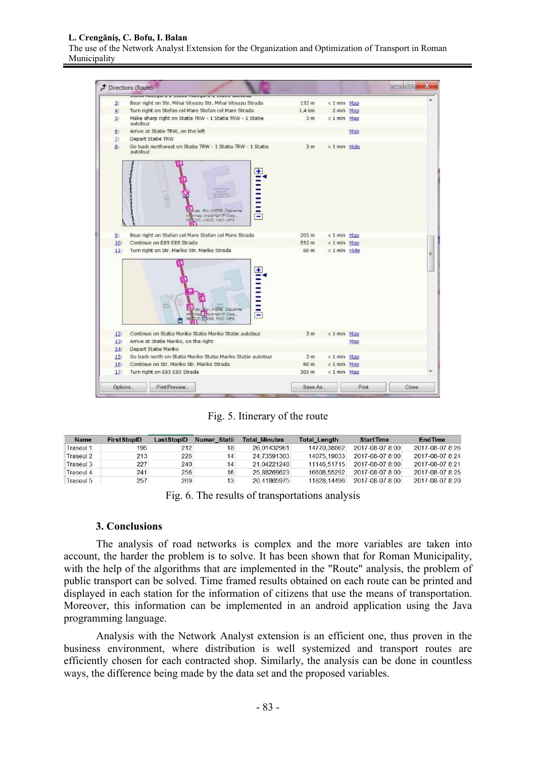Fig. 5. Itinerary of the route

| Name | FirstStopID | LastStopID | Numar_Statii | Total_Minutes | Total_Length | StartTime | EndTime |
|---|---|---|---|---|---|---|---|
| Traseul 1 | 195 | 212 | 18 | 26,01432961 | 14770,38862 | 2017-08-07 8:00 | 2017-08-07 8:26 |
| Traseul 2 | 213 | 226 | 14 | 24,73591303 | 14075,19033 | 2017-08-07 8:00 | 2017-08-07 8:24 |
| Traseul 3 | 227 | 240 | 14 | 21,04221248 | 11146,51715 | 2017-08-07 8:00 | 2017-08-07 8:21 |
| Traseul 4 | 241 | 256 | 16 | 25,88269623 | 16608,55292 | 2017-08-07 8:00 | 2017-08-07 8:25 |
| Traseul 5 | 257 | 269 | 13 | 20,41865975 | 11828,14496 | 2017-08-07 8:00 | 2017-08-07 8:20 |

Fig. 6. The results of transportations analysis

## 3. Conclusions

The analysis of road networks is complex and the more variables are taken into account, the harder the problem is to solve. It has been shown that for Roman Municipality, with the help of the algorithms that are implemented in the "Route" analysis, the problem of public transport can be solved. Time framed results obtained on each route can be printed and displayed in each station for the information of citizens that use the means of transportation. Moreover, this information can be implemented in an android application using the Java programming language.

Analysis with the Network Analyst extension is an efficient one, thus proven in the business environment, where distribution is well systemized and transport routes are efficiently chosen for each contracted shop. Similarly, the analysis can be done in countless ways, the difference being made by the data set and the proposed variables.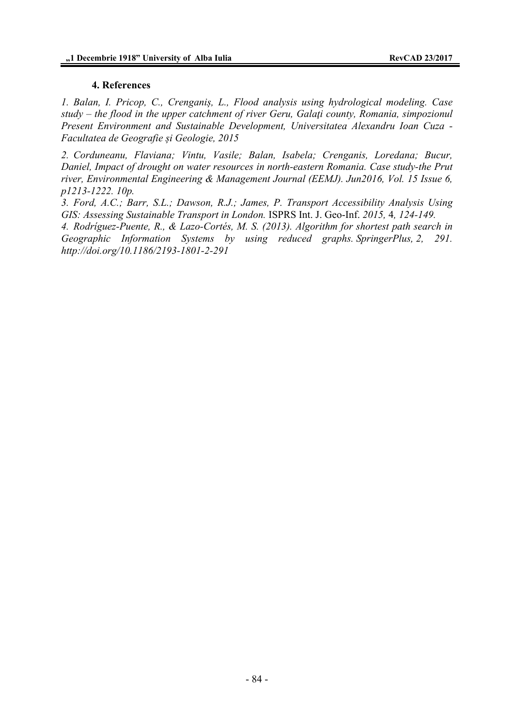### 4. References

*1. Balan, I. Pricop, C., Crenganiș, L., Flood analysis using hydrological modeling. Case study – the flood in the upper catchment of river Geru, Galați county, Romania, simpozionul Present Environment and Sustainable Development, Universitatea Alexandru Ioan Cuza - Facultatea de Geografie și Geologie, 2015*

*2. Corduneanu, Flaviana; Vintu, Vasile; Balan, Isabela; Crenganis, Loredana; Bucur, Daniel, Impact of drought on water resources in north-eastern Romania. Case study-the Prut river, Environmental Engineering & Management Journal (EEMJ). Jun2016, Vol. 15 Issue 6, p1213-1222. 10p.*

*3. Ford, A.C.; Barr, S.L.; Dawson, R.J.; James, P. Transport Accessibility Analysis Using GIS: Assessing Sustainable Transport in London.* ISPRS Int. J. Geo-Inf. *2015,* 4*, 124-149.*

*4. Rodríguez-Puente, R., & Lazo-Cortés, M. S. (2013). Algorithm for shortest path search in Geographic Information Systems by using reduced graphs. SpringerPlus, 2, 291. http://doi.org/10.1186/2193-1801-2-291*